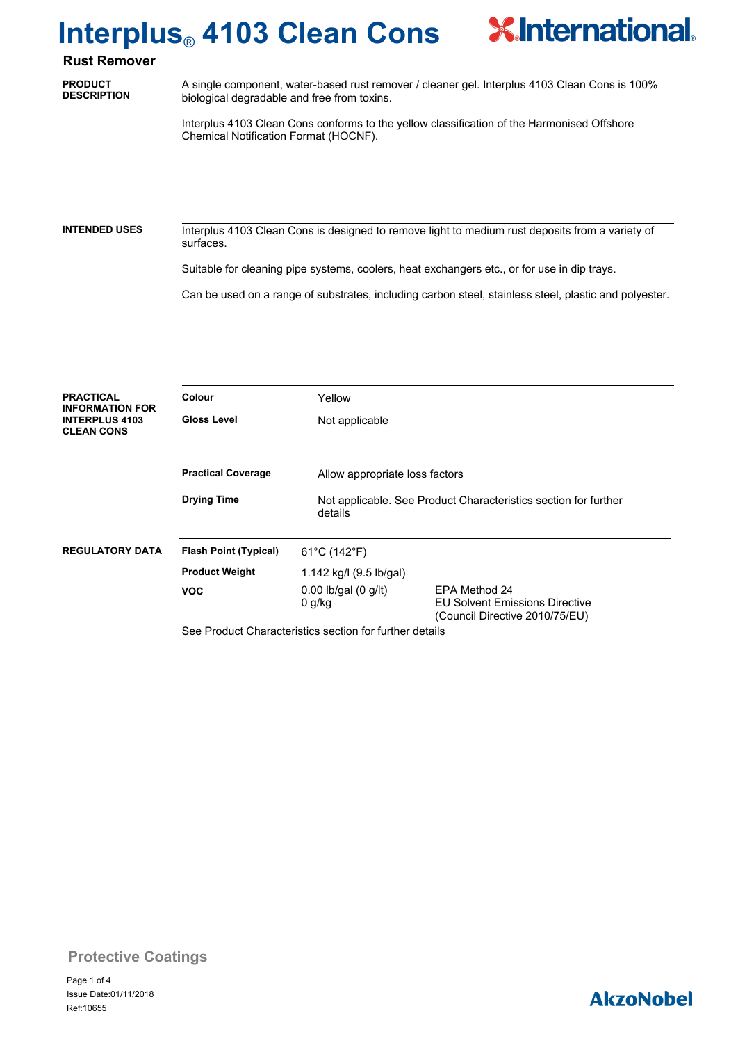# Interplus® 4103 Clean Cons

## Rust Remover

**PRODUCT DESCRIPTION**

A single component, water-based rust remover / cleaner gel. Interplus 4103 Clean Cons is 100% biological degradable and free from toxins.

Interplus 4103 Clean Cons conforms to the yellow classification of the Harmonised Offshore Chemical Notification Format (HOCNF).

**INTENDED USES**

Interplus 4103 Clean Cons is designed to remove light to medium rust deposits from a variety of surfaces.

Suitable for cleaning pipe systems, coolers, heat exchangers etc., or for use in dip trays.

Can be used on a range of substrates, including carbon steel, stainless steel, plastic and polyester.

**PRACTICAL INFORMATION FOR INTERPLUS 4103 CLEAN CONS**

| | |
|---|---|
| **Colour** | Yellow |
| **Gloss Level** | Not applicable |
| **Practical Coverage** | Allow appropriate loss factors |
| **Drying Time** | Not applicable. See Product Characteristics section for further details |

**REGULATORY DATA**

| | | |
|---|---|---|
| **Flash Point (Typical)** | 61°C (142°F) | |
| **Product Weight** | 1.142 kg/l (9.5 lb/gal) | |
| **VOC** | 0.00 lb/gal (0 g/lt) | EPA Method 24 |
| | 0 g/kg | EU Solvent Emissions Directive (Council Directive 2010/75/EU) |

See Product Characteristics section for further details

Protective Coatings

Issue Date:01/11/2018
Ref:10655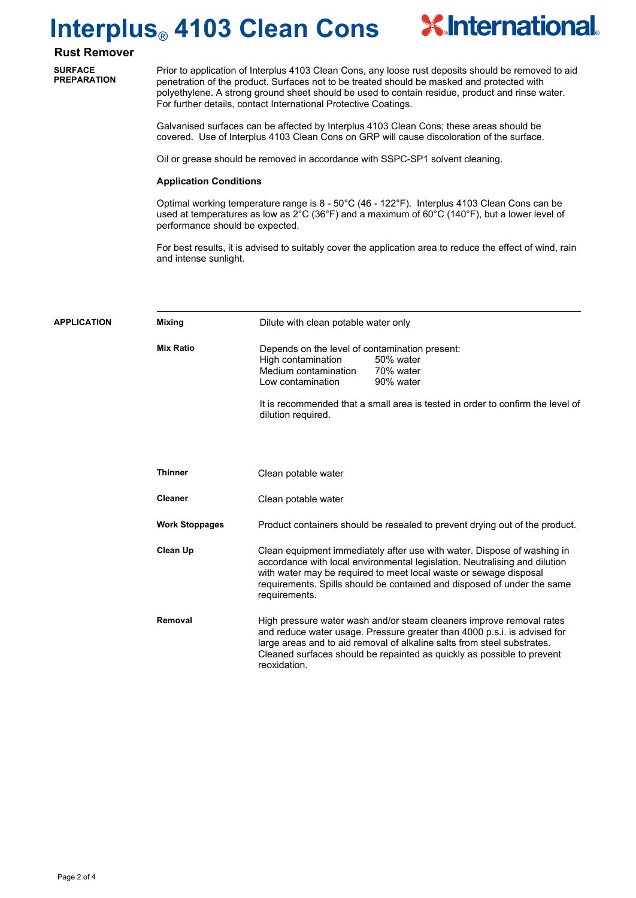# Interplus® 4103 Clean Cons

**Rust Remover**

## SURFACE PREPARATION

Prior to application of Interplus 4103 Clean Cons, any loose rust deposits should be removed to aid penetration of the product. Surfaces not to be treated should be masked and protected with polyethylene. A strong ground sheet should be used to contain residue, product and rinse water. For further details, contact International Protective Coatings.

Galvanised surfaces can be affected by Interplus 4103 Clean Cons; these areas should be covered. Use of Interplus 4103 Clean Cons on GRP will cause discoloration of the surface.

Oil or grease should be removed in accordance with SSPC-SP1 solvent cleaning.

### Application Conditions

Optimal working temperature range is 8 - 50°C (46 - 122°F). Interplus 4103 Clean Cons can be used at temperatures as low as 2°C (36°F) and a maximum of 60°C (140°F), but a lower level of performance should be expected.

For best results, it is advised to suitably cover the application area to reduce the effect of wind, rain and intense sunlight.

## APPLICATION

**Mixing**

Dilute with clean potable water only

**Mix Ratio**

Depends on the level of contamination present:

| Contamination | Water |
|---|---|
| High contamination | 50% water |
| Medium contamination | 70% water |
| Low contamination | 90% water |

It is recommended that a small area is tested in order to confirm the level of dilution required.

**Thinner**

Clean potable water

**Cleaner**

Clean potable water

**Work Stoppages**

Product containers should be resealed to prevent drying out of the product.

**Clean Up**

Clean equipment immediately after use with water. Dispose of washing in accordance with local environmental legislation. Neutralising and dilution with water may be required to meet local waste or sewage disposal requirements. Spills should be contained and disposed of under the same requirements.

**Removal**

High pressure water wash and/or steam cleaners improve removal rates and reduce water usage. Pressure greater than 4000 p.s.i. is advised for large areas and to aid removal of alkaline salts from steel substrates. Cleaned surfaces should be repainted as quickly as possible to prevent reoxidation.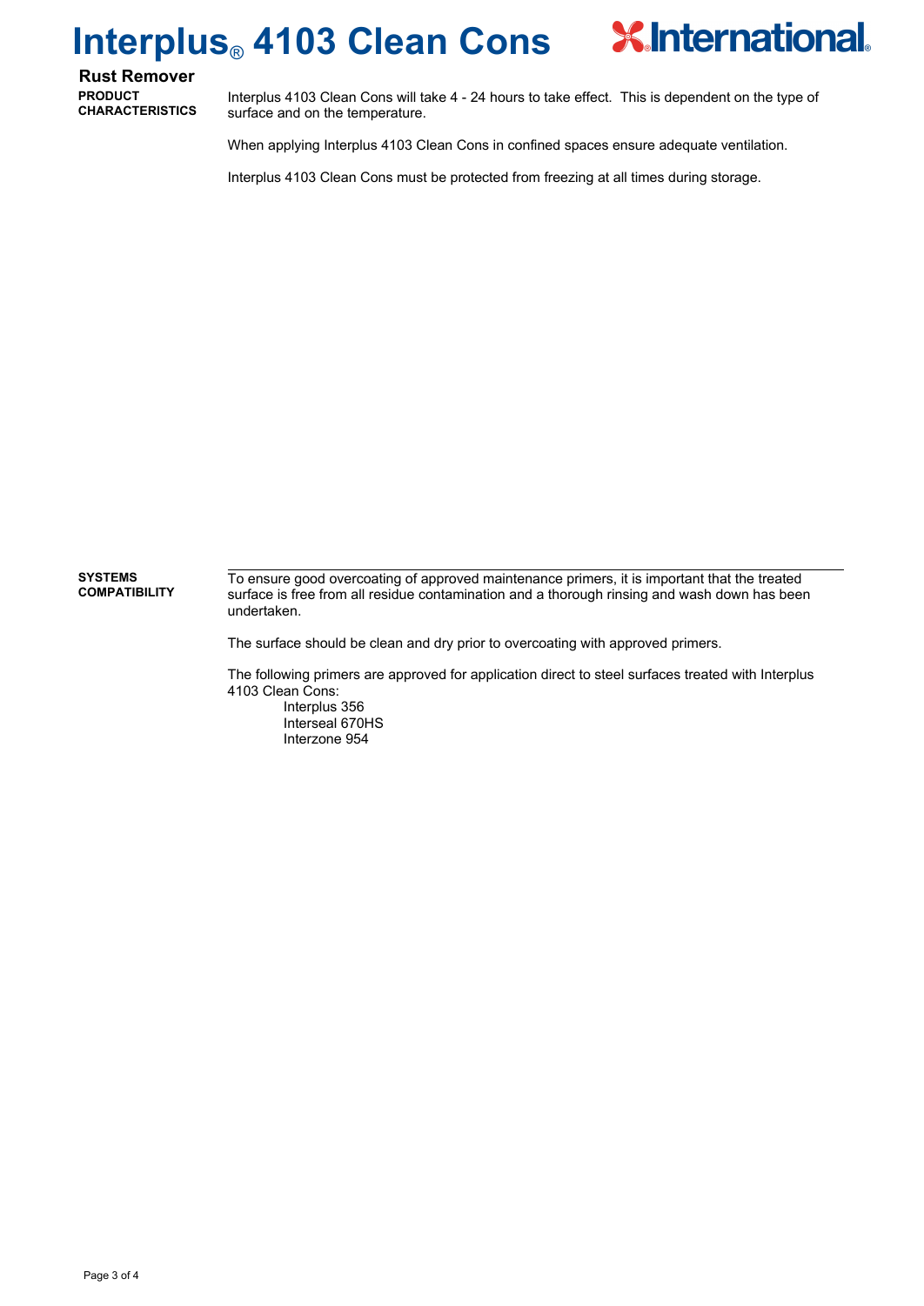# Interplus® 4103 Clean Cons

## Rust Remover

**PRODUCT CHARACTERISTICS**

Interplus 4103 Clean Cons will take 4 - 24 hours to take effect. This is dependent on the type of surface and on the temperature.

When applying Interplus 4103 Clean Cons in confined spaces ensure adequate ventilation.

Interplus 4103 Clean Cons must be protected from freezing at all times during storage.

**SYSTEMS COMPATIBILITY**

To ensure good overcoating of approved maintenance primers, it is important that the treated surface is free from all residue contamination and a thorough rinsing and wash down has been undertaken.

The surface should be clean and dry prior to overcoating with approved primers.

The following primers are approved for application direct to steel surfaces treated with Interplus 4103 Clean Cons:

- Interplus 356
- Interseal 670HS
- Interzone 954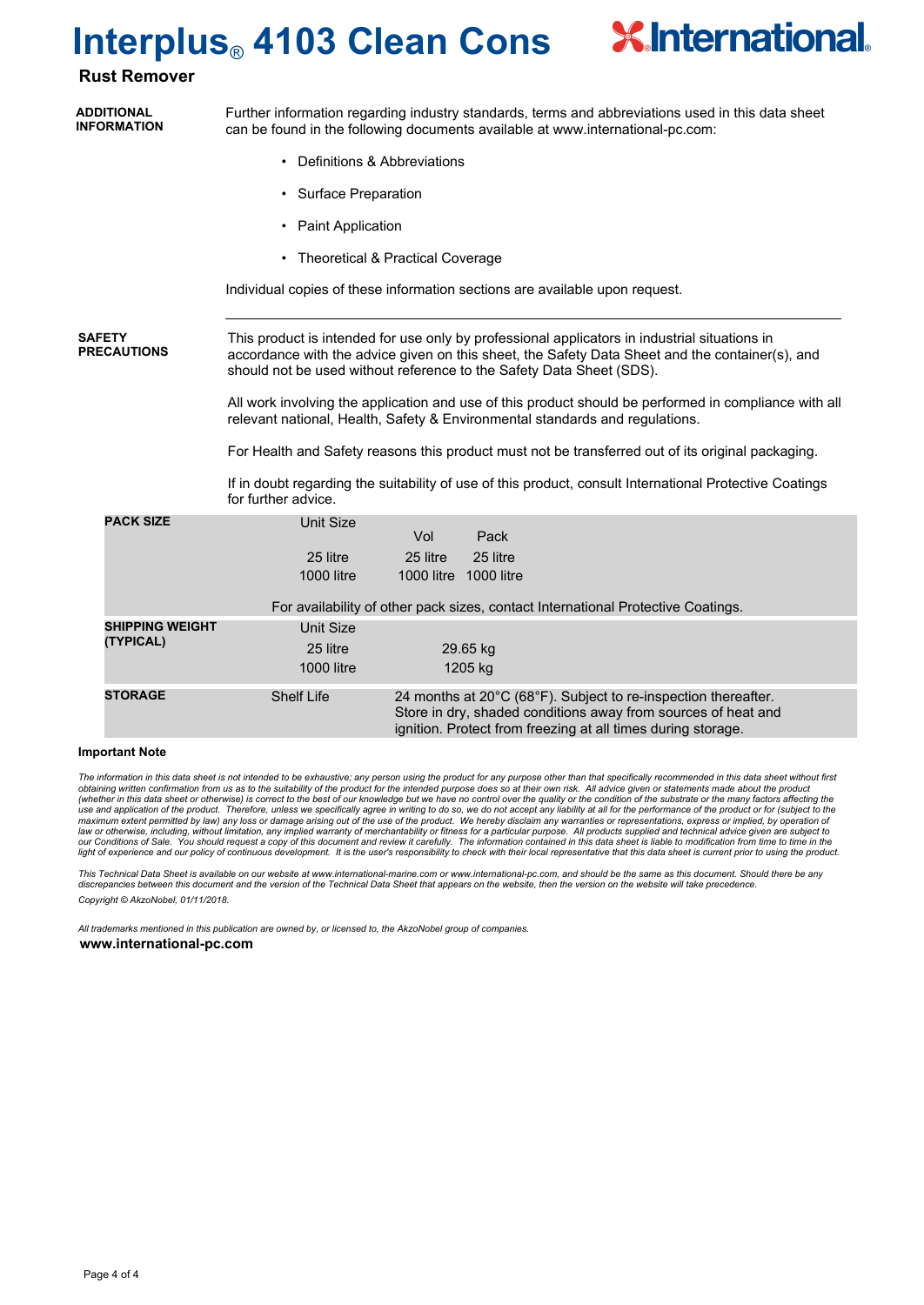# Interplus® 4103 Clean Cons

**Rust Remover**

**ADDITIONAL INFORMATION**

Further information regarding industry standards, terms and abbreviations used in this data sheet can be found in the following documents available at www.international-pc.com:

- Definitions & Abbreviations
- Surface Preparation
- Paint Application
- Theoretical & Practical Coverage

Individual copies of these information sections are available upon request.

**SAFETY PRECAUTIONS**

This product is intended for use only by professional applicators in industrial situations in accordance with the advice given on this sheet, the Safety Data Sheet and the container(s), and should not be used without reference to the Safety Data Sheet (SDS).

All work involving the application and use of this product should be performed in compliance with all relevant national, Health, Safety & Environmental standards and regulations.

For Health and Safety reasons this product must not be transferred out of its original packaging.

If in doubt regarding the suitability of use of this product, consult International Protective Coatings for further advice.

**PACK SIZE**

| Unit Size | Vol | Pack |
|---|---|---|
| 25 litre | 25 litre | 25 litre |
| 1000 litre | 1000 litre | 1000 litre |

For availability of other pack sizes, contact International Protective Coatings.

**SHIPPING WEIGHT (TYPICAL)**

| Unit Size | |
|---|---|
| 25 litre | 29.65 kg |
| 1000 litre | 1205 kg |

**STORAGE**

| | |
|---|---|
| Shelf Life | 24 months at 20°C (68°F). Subject to re-inspection thereafter. Store in dry, shaded conditions away from sources of heat and ignition. Protect from freezing at all times during storage. |

**Important Note**

*The information in this data sheet is not intended to be exhaustive; any person using the product for any purpose other than that specifically recommended in this data sheet without first obtaining written confirmation from us as to the suitability of the product for the intended purpose does so at their own risk. All advice given or statements made about the product (whether in this data sheet or otherwise) is correct to the best of our knowledge but we have no control over the quality or the condition of the substrate or the many factors affecting the use and application of the product. Therefore, unless we specifically agree in writing to do so, we do not accept any liability at all for the performance of the product or for (subject to the maximum extent permitted by law) any loss or damage arising out of the use of the product. We hereby disclaim any warranties or representations, express or implied, by operation of law or otherwise, including, without limitation, any implied warranty of merchantability or fitness for a particular purpose. All products supplied and technical advice given are subject to our Conditions of Sale. You should request a copy of this document and review it carefully. The information contained in this data sheet is liable to modification from time to time in the light of experience and our policy of continuous development. It is the user's responsibility to check with their local representative that this data sheet is current prior to using the product.*

*This Technical Data Sheet is available on our website at www.international-marine.com or www.international-pc.com, and should be the same as this document. Should there be any discrepancies between this document and the version of the Technical Data Sheet that appears on the website, then the version on the website will take precedence.*

*Copyright © AkzoNobel, 01/11/2018.*

*All trademarks mentioned in this publication are owned by, or licensed to, the AkzoNobel group of companies.*

**www.international-pc.com**